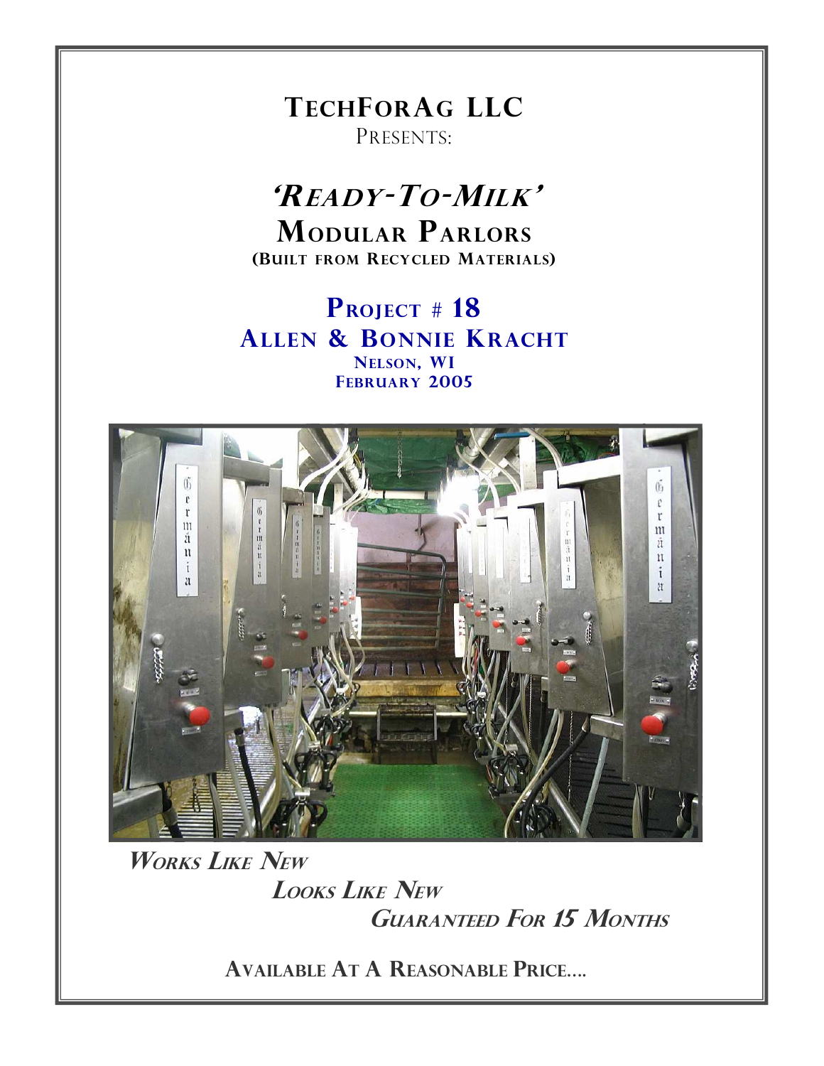# TECHFORAG LLC

PRESENTS:

# *'READY-TO-MILK'*

## MODULAR PARLORS

**(BUILT FROM RECYCLED MATERIALS)**

## PROJECT # 18

## ALLEN & BONNIE KRACHT

**NELSON, WI**

**FEBRUARY 2005**

***WORKS LIKE NEW***

***LOOKS LIKE NEW***

***GUARANTEED FOR 15 MONTHS***

**AVAILABLE AT A REASONABLE PRICE….**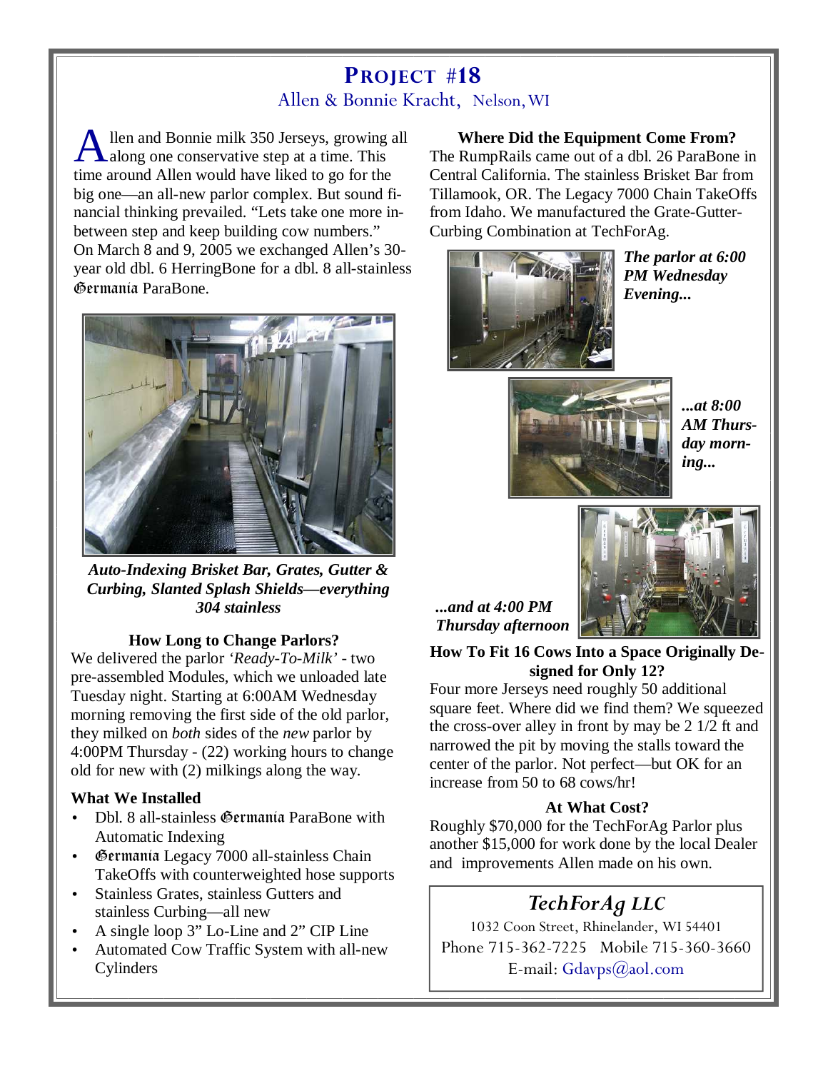# PROJECT #18

## Allen & Bonnie Kracht, Nelson, WI

Allen and Bonnie milk 350 Jerseys, growing all along one conservative step at a time. This time around Allen would have liked to go for the big one—an all-new parlor complex. But sound financial thinking prevailed. "Lets take one more in-between step and keep building cow numbers." On March 8 and 9, 2005 we exchanged Allen's 30-year old dbl. 6 HerringBone for a dbl. 8 all-stainless Germania ParaBone.

*Auto-Indexing Brisket Bar, Grates, Gutter & Curbing, Slanted Splash Shields—everything 304 stainless*

### How Long to Change Parlors?

We delivered the parlor *'Ready-To-Milk'* - two pre-assembled Modules, which we unloaded late Tuesday night. Starting at 6:00AM Wednesday morning removing the first side of the old parlor, they milked on *both* sides of the *new* parlor by 4:00PM Thursday - (22) working hours to change old for new with (2) milkings along the way.

### What We Installed

- Dbl. 8 all-stainless Germania ParaBone with Automatic Indexing
- Germania Legacy 7000 all-stainless Chain TakeOffs with counterweighted hose supports
- Stainless Grates, stainless Gutters and stainless Curbing—all new
- A single loop 3" Lo-Line and 2" CIP Line
- Automated Cow Traffic System with all-new Cylinders

### Where Did the Equipment Come From?

The RumpRails came out of a dbl. 26 ParaBone in Central California. The stainless Brisket Bar from Tillamook, OR. The Legacy 7000 Chain TakeOffs from Idaho. We manufactured the Grate-Gutter-Curbing Combination at TechForAg.

***The parlor at 6:00 PM Wednesday Evening...***

***...at 8:00 AM Thursday morning...***

***...and at 4:00 PM Thursday afternoon***

### How To Fit 16 Cows Into a Space Originally Designed for Only 12?

Four more Jerseys need roughly 50 additional square feet. Where did we find them? We squeezed the cross-over alley in front by may be 2 1/2 ft and narrowed the pit by moving the stalls toward the center of the parlor. Not perfect—but OK for an increase from 50 to 68 cows/hr!

### At What Cost?

Roughly $70,000 for the TechForAg Parlor plus another $15,000 for work done by the local Dealer and improvements Allen made on his own.

---

*TechForAg LLC*

1032 Coon Street, Rhinelander, WI 54401

Phone 715-362-7225 Mobile 715-360-3660

E-mail: Gdavps@aol.com